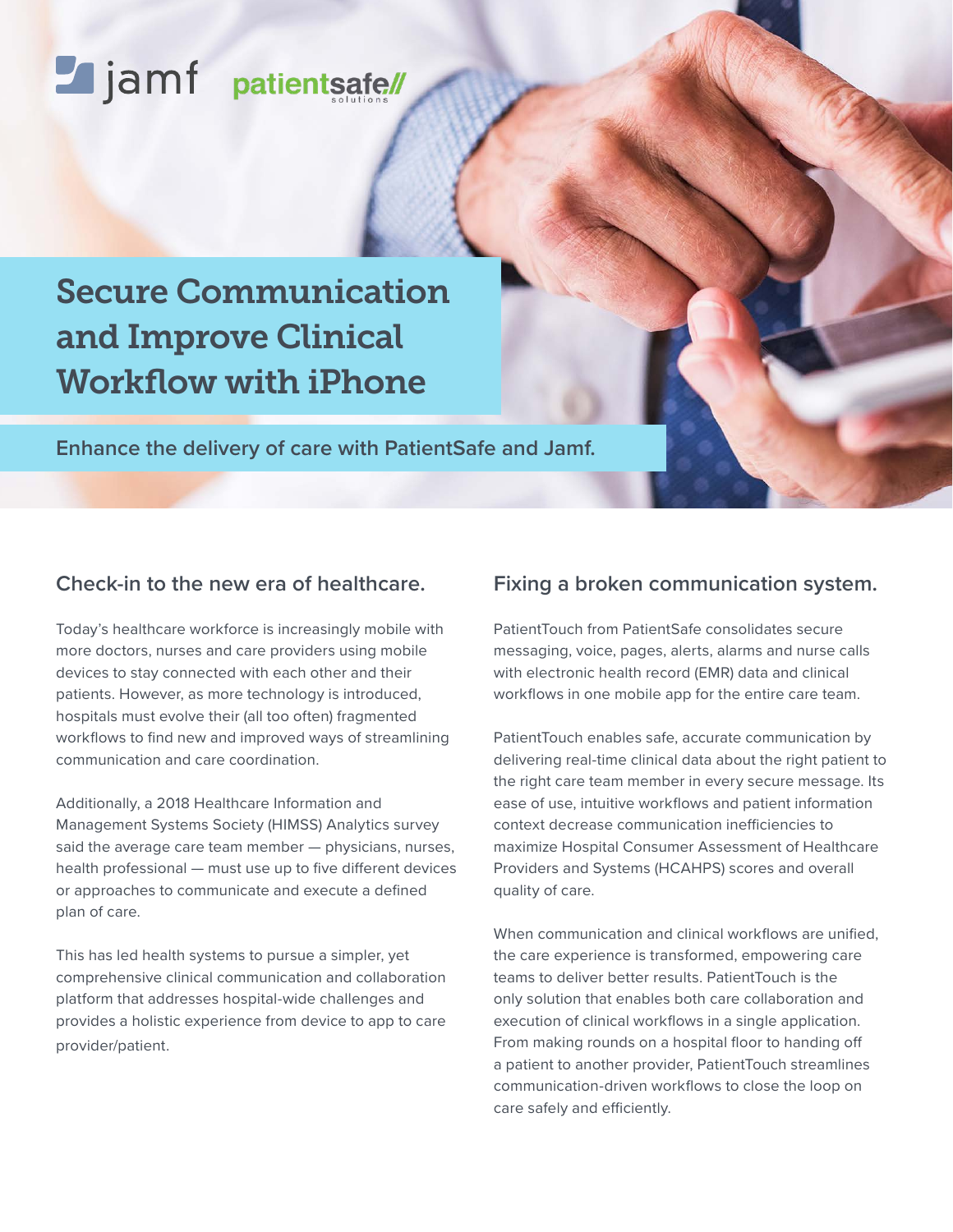jamf patientsafe solutions

# Secure Communication and Improve Clinical Workflow with iPhone

**Enhance the delivery of care with PatientSafe and Jamf.**

## Check-in to the new era of healthcare.

Today's healthcare workforce is increasingly mobile with more doctors, nurses and care providers using mobile devices to stay connected with each other and their patients. However, as more technology is introduced, hospitals must evolve their (all too often) fragmented workflows to find new and improved ways of streamlining communication and care coordination.

Additionally, a 2018 Healthcare Information and Management Systems Society (HIMSS) Analytics survey said the average care team member — physicians, nurses, health professional — must use up to five different devices or approaches to communicate and execute a defined plan of care.

This has led health systems to pursue a simpler, yet comprehensive clinical communication and collaboration platform that addresses hospital-wide challenges and provides a holistic experience from device to app to care provider/patient.

## Fixing a broken communication system.

PatientTouch from PatientSafe consolidates secure messaging, voice, pages, alerts, alarms and nurse calls with electronic health record (EMR) data and clinical workflows in one mobile app for the entire care team.

PatientTouch enables safe, accurate communication by delivering real-time clinical data about the right patient to the right care team member in every secure message. Its ease of use, intuitive workflows and patient information context decrease communication inefficiencies to maximize Hospital Consumer Assessment of Healthcare Providers and Systems (HCAHPS) scores and overall quality of care.

When communication and clinical workflows are unified, the care experience is transformed, empowering care teams to deliver better results. PatientTouch is the only solution that enables both care collaboration and execution of clinical workflows in a single application. From making rounds on a hospital floor to handing off a patient to another provider, PatientTouch streamlines communication-driven workflows to close the loop on care safely and efficiently.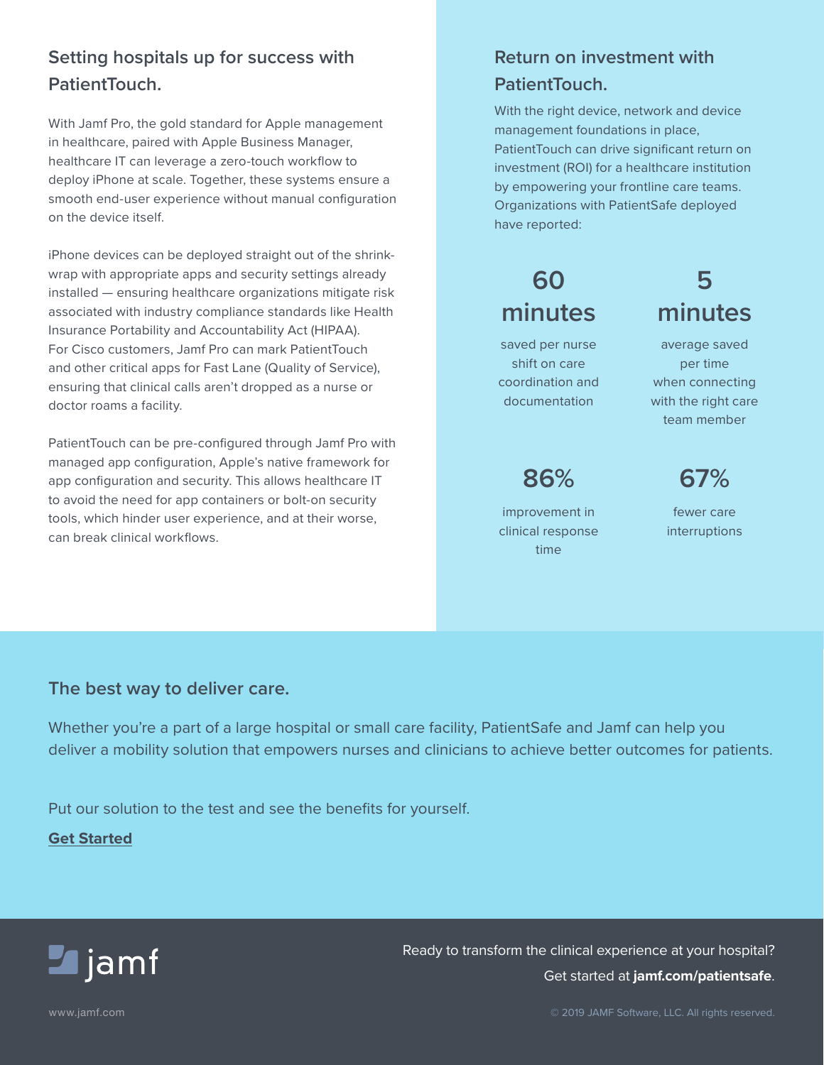## Setting hospitals up for success with PatientTouch.

With Jamf Pro, the gold standard for Apple management in healthcare, paired with Apple Business Manager, healthcare IT can leverage a zero-touch workflow to deploy iPhone at scale. Together, these systems ensure a smooth end-user experience without manual configuration on the device itself.

iPhone devices can be deployed straight out of the shrink-wrap with appropriate apps and security settings already installed — ensuring healthcare organizations mitigate risk associated with industry compliance standards like Health Insurance Portability and Accountability Act (HIPAA). For Cisco customers, Jamf Pro can mark PatientTouch and other critical apps for Fast Lane (Quality of Service), ensuring that clinical calls aren't dropped as a nurse or doctor roams a facility.

PatientTouch can be pre-configured through Jamf Pro with managed app configuration, Apple's native framework for app configuration and security. This allows healthcare IT to avoid the need for app containers or bolt-on security tools, which hinder user experience, and at their worse, can break clinical workflows.

## Return on investment with PatientTouch.

With the right device, network and device management foundations in place, PatientTouch can drive significant return on investment (ROI) for a healthcare institution by empowering your frontline care teams. Organizations with PatientSafe deployed have reported:

**60 minutes**
saved per nurse shift on care coordination and documentation

**5 minutes**
average saved per time when connecting with the right care team member

**86%**
improvement in clinical response time

**67%**
fewer care interruptions

## The best way to deliver care.

Whether you're a part of a large hospital or small care facility, PatientSafe and Jamf can help you deliver a mobility solution that empowers nurses and clinicians to achieve better outcomes for patients.

Put our solution to the test and see the benefits for yourself.

**Get Started**

jamf

Ready to transform the clinical experience at your hospital?
Get started at **jamf.com/patientsafe**.

www.jamf.com

© 2019 JAMF Software, LLC. All rights reserved.